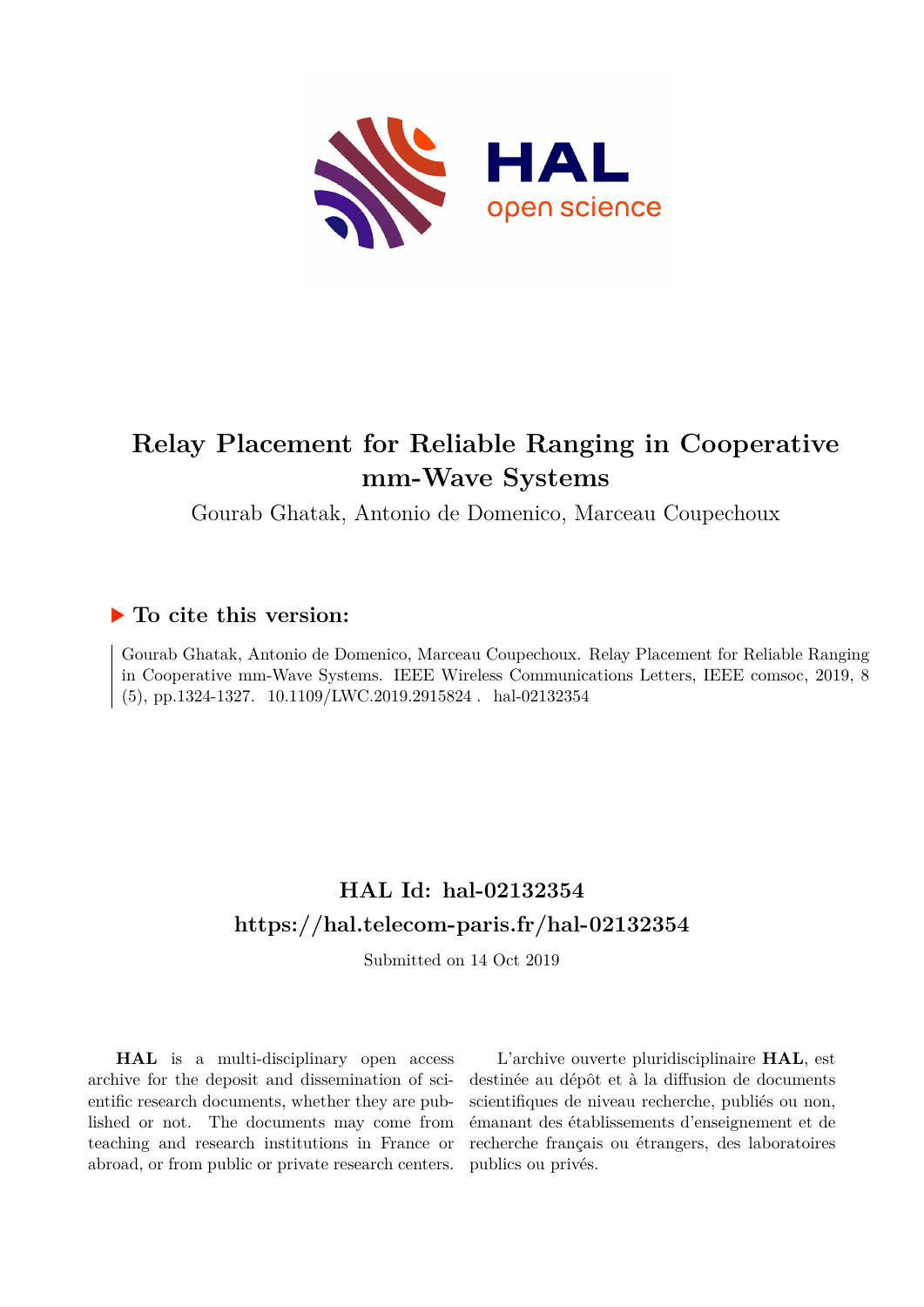# Relay Placement for Reliable Ranging in Cooperative mm-Wave Systems

Gourab Ghatak, Antonio de Domenico, Marceau Coupechoux

## ▶ To cite this version:

Gourab Ghatak, Antonio de Domenico, Marceau Coupechoux. Relay Placement for Reliable Ranging in Cooperative mm-Wave Systems. IEEE Wireless Communications Letters, IEEE comsoc, 2019, 8 (5), pp.1324-1327. 10.1109/LWC.2019.2915824 . hal-02132354

## HAL Id: hal-02132354
## https://hal.telecom-paris.fr/hal-02132354

Submitted on 14 Oct 2019

**HAL** is a multi-disciplinary open access archive for the deposit and dissemination of scientific research documents, whether they are published or not. The documents may come from teaching and research institutions in France or abroad, or from public or private research centers.

L'archive ouverte pluridisciplinaire **HAL**, est destinée au dépôt et à la diffusion de documents scientifiques de niveau recherche, publiés ou non, émanant des établissements d'enseignement et de recherche français ou étrangers, des laboratoires publics ou privés.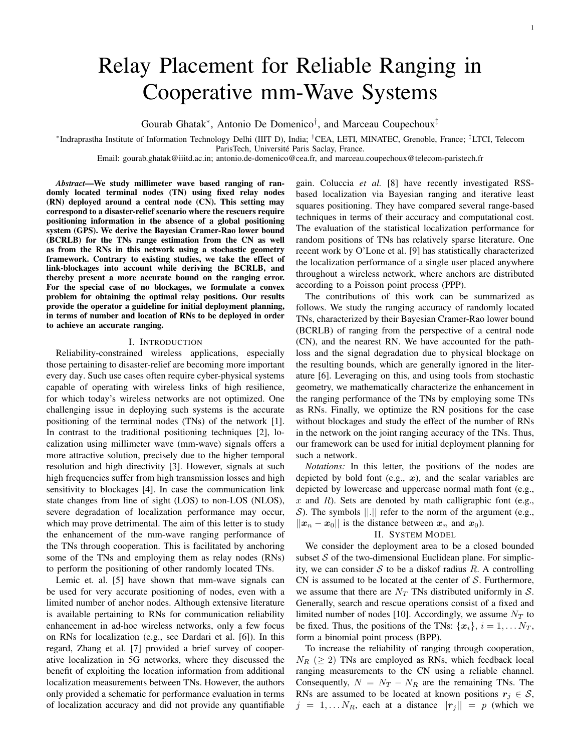# Relay Placement for Reliable Ranging in Cooperative mm-Wave Systems

Gourab Ghatak*, Antonio De Domenico†, and Marceau Coupechoux‡

*Indraprastha Institute of Information Technology Delhi (IIIT D), India; †CEA, LETI, MINATEC, Grenoble, France; ‡LTCI, Telecom ParisTech, Université Paris Saclay, France.

Email: gourab.ghatak@iiitd.ac.in; antonio.de-domenico@cea.fr, and marceau.coupechoux@telecom-paristech.fr

***Abstract*—We study millimeter wave based ranging of randomly located terminal nodes (TN) using fixed relay nodes (RN) deployed around a central node (CN). This setting may correspond to a disaster-relief scenario where the rescuers require positioning information in the absence of a global positioning system (GPS). We derive the Bayesian Cramer-Rao lower bound (BCRLB) for the TNs range estimation from the CN as well as from the RNs in this network using a stochastic geometry framework. Contrary to existing studies, we take the effect of link-blockages into account while deriving the BCRLB, and thereby present a more accurate bound on the ranging error. For the special case of no blockages, we formulate a convex problem for obtaining the optimal relay positions. Our results provide the operator a guideline for initial deployment planning, in terms of number and location of RNs to be deployed in order to achieve an accurate ranging.**

## I. Introduction

Reliability-constrained wireless applications, especially those pertaining to disaster-relief are becoming more important every day. Such use cases often require cyber-physical systems capable of operating with wireless links of high resilience, for which today's wireless networks are not optimized. One challenging issue in deploying such systems is the accurate positioning of the terminal nodes (TNs) of the network [1]. In contrast to the traditional positioning techniques [2], localization using millimeter wave (mm-wave) signals offers a more attractive solution, precisely due to the higher temporal resolution and high directivity [3]. However, signals at such high frequencies suffer from high transmission losses and high sensitivity to blockages [4]. In case the communication link state changes from line of sight (LOS) to non-LOS (NLOS), severe degradation of localization performance may occur, which may prove detrimental. The aim of this letter is to study the enhancement of the mm-wave ranging performance of the TNs through cooperation. This is facilitated by anchoring some of the TNs and employing them as relay nodes (RNs) to perform the positioning of other randomly located TNs.

Lemic et. al. [5] have shown that mm-wave signals can be used for very accurate positioning of nodes, even with a limited number of anchor nodes. Although extensive literature is available pertaining to RNs for communication reliability enhancement in ad-hoc wireless networks, only a few focus on RNs for localization (e.g., see Dardari et al. [6]). In this regard, Zhang et al. [7] provided a brief survey of cooperative localization in 5G networks, where they discussed the benefit of exploiting the location information from additional localization measurements between TNs. However, the authors only provided a schematic for performance evaluation in terms of localization accuracy and did not provide any quantifiable gain. Coluccia *et al.* [8] have recently investigated RSS-based localization via Bayesian ranging and iterative least squares positioning. They have compared several range-based techniques in terms of their accuracy and computational cost. The evaluation of the statistical localization performance for random positions of TNs has relatively sparse literature. One recent work by O'Lone et al. [9] has statistically characterized the localization performance of a single user placed anywhere throughout a wireless network, where anchors are distributed according to a Poisson point process (PPP).

The contributions of this work can be summarized as follows. We study the ranging accuracy of randomly located TNs, characterized by their Bayesian Cramer-Rao lower bound (BCRLB) of ranging from the perspective of a central node (CN), and the nearest RN. We have accounted for the path-loss and the signal degradation due to physical blockage on the resulting bounds, which are generally ignored in the literature [6]. Leveraging on this, and using tools from stochastic geometry, we mathematically characterize the enhancement in the ranging performance of the TNs by employing some TNs as RNs. Finally, we optimize the RN positions for the case without blockages and study the effect of the number of RNs in the network on the joint ranging accuracy of the TNs. Thus, our framework can be used for initial deployment planning for such a network.

*Notations:* In this letter, the positions of the nodes are depicted by bold font (e.g., $\boldsymbol{x}$), and the scalar variables are depicted by lowercase and uppercase normal math font (e.g., $x$ and $R$). Sets are denoted by math calligraphic font (e.g., $\mathcal{S}$). The symbols $||.||$ refer to the norm of the argument (e.g., $||\boldsymbol{x}_n - \boldsymbol{x}_0||$ is the distance between $\boldsymbol{x}_n$ and $\boldsymbol{x}_0$).

## II. System Model

We consider the deployment area to be a closed bounded subset $\mathcal{S}$ of the two-dimensional Euclidean plane. For simplicity, we can consider $\mathcal{S}$ to be a diskof radius $R$. A controlling CN is assumed to be located at the center of $\mathcal{S}$. Furthermore, we assume that there are $N_T$ TNs distributed uniformly in $\mathcal{S}$. Generally, search and rescue operations consist of a fixed and limited number of nodes [10]. Accordingly, we assume $N_T$ to be fixed. Thus, the positions of the TNs: $\{\boldsymbol{x}_i\}$, $i = 1, \ldots N_T$, form a binomial point process (BPP).

To increase the reliability of ranging through cooperation, $N_R$ ($\geq 2$) TNs are employed as RNs, which feedback local ranging measurements to the CN using a reliable channel. Consequently, $N = N_T - N_R$ are the remaining TNs. The RNs are assumed to be located at known positions $\boldsymbol{r}_j \in \mathcal{S}$, $j = 1, \ldots N_R$, each at a distance $||\boldsymbol{r}_j|| = p$ (which we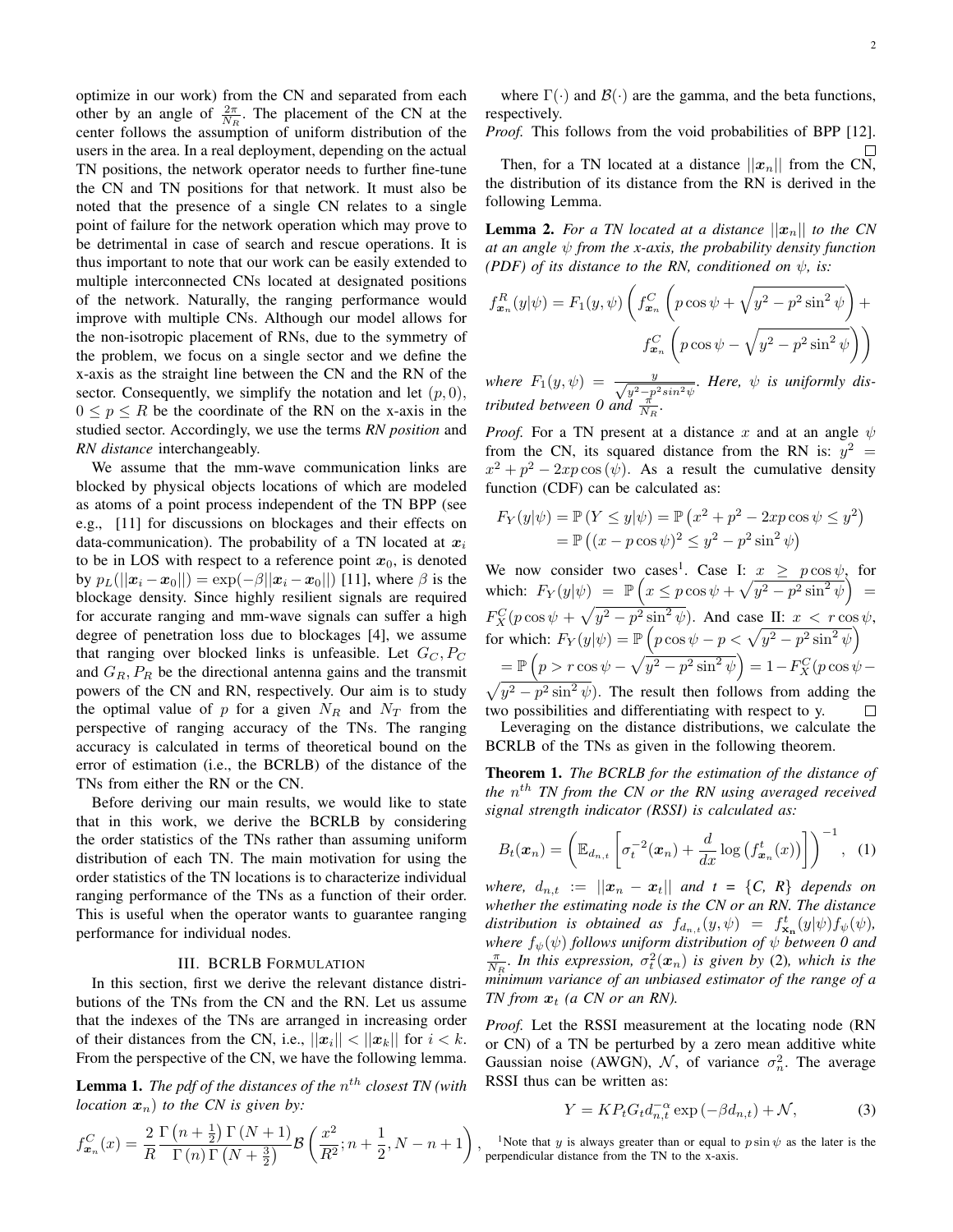optimize in our work) from the CN and separated from each other by an angle of $\frac{2\pi}{N_R}$. The placement of the CN at the center follows the assumption of uniform distribution of the users in the area. In a real deployment, depending on the actual TN positions, the network operator needs to further fine-tune the CN and TN positions for that network. It must also be noted that the presence of a single CN relates to a single point of failure for the network operation which may prove to be detrimental in case of search and rescue operations. It is thus important to note that our work can be easily extended to multiple interconnected CNs located at designated positions of the network. Naturally, the ranging performance would improve with multiple CNs. Although our model allows for the non-isotropic placement of RNs, due to the symmetry of the problem, we focus on a single sector and we define the x-axis as the straight line between the CN and the RN of the sector. Consequently, we simplify the notation and let $(p, 0)$, $0 \leq p \leq R$ be the coordinate of the RN on the x-axis in the studied sector. Accordingly, we use the terms *RN position* and *RN distance* interchangeably.

We assume that the mm-wave communication links are blocked by physical objects locations of which are modeled as atoms of a point process independent of the TN BPP (see e.g., [11] for discussions on blockages and their effects on data-communication). The probability of a TN located at $\boldsymbol{x}_i$ to be in LOS with respect to a reference point $\boldsymbol{x}_0$, is denoted by $p_L(||\boldsymbol{x}_i - \boldsymbol{x}_0||) = \exp(-\beta||\boldsymbol{x}_i - \boldsymbol{x}_0||)$ [11], where $\beta$ is the blockage density. Since highly resilient signals are required for accurate ranging and mm-wave signals can suffer a high degree of penetration loss due to blockages [4], we assume that ranging over blocked links is unfeasible. Let $G_C, P_C$ and $G_R, P_R$ be the directional antenna gains and the transmit powers of the CN and RN, respectively. Our aim is to study the optimal value of $p$ for a given $N_R$ and $N_T$ from the perspective of ranging accuracy of the TNs. The ranging accuracy is calculated in terms of theoretical bound on the error of estimation (i.e., the BCRLB) of the distance of the TNs from either the RN or the CN.

Before deriving our main results, we would like to state that in this work, we derive the BCRLB by considering the order statistics of the TNs rather than assuming uniform distribution of each TN. The main motivation for using the order statistics of the TN locations is to characterize individual ranging performance of the TNs as a function of their order. This is useful when the operator wants to guarantee ranging performance for individual nodes.

## III. BCRLB Formulation

In this section, first we derive the relevant distance distributions of the TNs from the CN and the RN. Let us assume that the indexes of the TNs are arranged in increasing order of their distances from the CN, i.e., $||\boldsymbol{x}_i|| < ||\boldsymbol{x}_k||$ for $i < k$. From the perspective of the CN, we have the following lemma.

**Lemma 1.** *The pdf of the distances of the $n^{th}$ closest TN (with location $\boldsymbol{x}_n$) to the CN is given by:*

$$f^C_{\boldsymbol{x}_n}(x) = \frac{2}{R}\frac{\Gamma\left(n+\frac{1}{2}\right)\Gamma\left(N+1\right)}{\Gamma\left(n\right)\Gamma\left(N+\frac{3}{2}\right)}\mathcal{B}\left(\frac{x^2}{R^2}; n+\frac{1}{2}, N-n+1\right),$$

where $\Gamma(\cdot)$ and $\mathcal{B}(\cdot)$ are the gamma, and the beta functions, respectively.

*Proof.* This follows from the void probabilities of BPP [12]. □

Then, for a TN located at a distance $||\boldsymbol{x}_n||$ from the CN, the distribution of its distance from the RN is derived in the following Lemma.

**Lemma 2.** *For a TN located at a distance $||\boldsymbol{x}_n||$ to the CN at an angle $\psi$ from the x-axis, the probability density function (PDF) of its distance to the RN, conditioned on $\psi$, is:*

$$f^R_{\boldsymbol{x}_n}(y|\psi) = F_1(y,\psi)\left(f^C_{\boldsymbol{x}_n}\left(p\cos\psi + \sqrt{y^2 - p^2\sin^2\psi}\right) + f^C_{\boldsymbol{x}_n}\left(p\cos\psi - \sqrt{y^2 - p^2\sin^2\psi}\right)\right)$$

*where $F_1(y,\psi) = \frac{y}{\sqrt{y^2 - p^2 sin^2\psi}}$. Here, $\psi$ is uniformly distributed between 0 and $\frac{\pi}{N_R}$.*

*Proof.* For a TN present at a distance $x$ and at an angle $\psi$ from the CN, its squared distance from the RN is: $y^2 = x^2 + p^2 - 2xp\cos(\psi)$. As a result the cumulative density function (CDF) can be calculated as:

$$\begin{aligned} F_Y(y|\psi) &= \mathbb{P}\left(Y \leq y|\psi\right) = \mathbb{P}\left(x^2 + p^2 - 2xp\cos\psi \leq y^2\right) \\ &= \mathbb{P}\left((x - p\cos\psi)^2 \leq y^2 - p^2\sin^2\psi\right) \end{aligned}$$

We now consider two cases[1]. Case I: $x \geq p\cos\psi$, for which: $F_Y(y|\psi) = \mathbb{P}\left(x \leq p\cos\psi + \sqrt{y^2 - p^2\sin^2\psi}\right) = F^C_X(p\cos\psi + \sqrt{y^2 - p^2\sin^2\psi})$. And case II: $x < r\cos\psi$, for which: $F_Y(y|\psi) = \mathbb{P}\left(p\cos\psi - p < \sqrt{y^2 - p^2\sin^2\psi}\right)$ $= \mathbb{P}\left(p > r\cos\psi - \sqrt{y^2 - p^2\sin^2\psi}\right) = 1 - F^C_X(p\cos\psi - \sqrt{y^2 - p^2\sin^2\psi})$. The result then follows from adding the two possibilities and differentiating with respect to y. □

Leveraging on the distance distributions, we calculate the BCRLB of the TNs as given in the following theorem.

**Theorem 1.** *The BCRLB for the estimation of the distance of the $n^{th}$ TN from the CN or the RN using averaged received signal strength indicator (RSSI) is calculated as:*

$$B_t(\boldsymbol{x}_n) = \left(\mathbb{E}_{d_{n,t}}\left[\sigma_t^{-2}(\boldsymbol{x}_n) + \frac{d}{dx}\log\left(f^t_{\boldsymbol{x}_n}(x)\right)\right]\right)^{-1}, \quad (1)$$

*where, $d_{n,t} := ||\boldsymbol{x}_n - \boldsymbol{x}_t||$ and $t = \{C,\ R\}$ depends on whether the estimating node is the CN or an RN. The distance distribution is obtained as $f_{d_{n,t}}(y,\psi) = f^t_{\mathbf{x_n}}(y|\psi)f_\psi(\psi)$, where $f_\psi(\psi)$ follows uniform distribution of $\psi$ between 0 and $\frac{\pi}{N_R}$. In this expression, $\sigma_t^2(\boldsymbol{x}_n)$ is given by (2), which is the minimum variance of an unbiased estimator of the range of a TN from $\boldsymbol{x}_t$ (a CN or an RN).*

*Proof.* Let the RSSI measurement at the locating node (RN or CN) of a TN be perturbed by a zero mean additive white Gaussian noise (AWGN), $\mathcal{N}$, of variance $\sigma_n^2$. The average RSSI thus can be written as:

$$Y = KP_tG_td_{n,t}^{-\alpha}\exp\left(-\beta d_{n,t}\right) + \mathcal{N}, \quad (3)$$

[1] Note that $y$ is always greater than or equal to $p\sin\psi$ as the later is the perpendicular distance from the TN to the x-axis.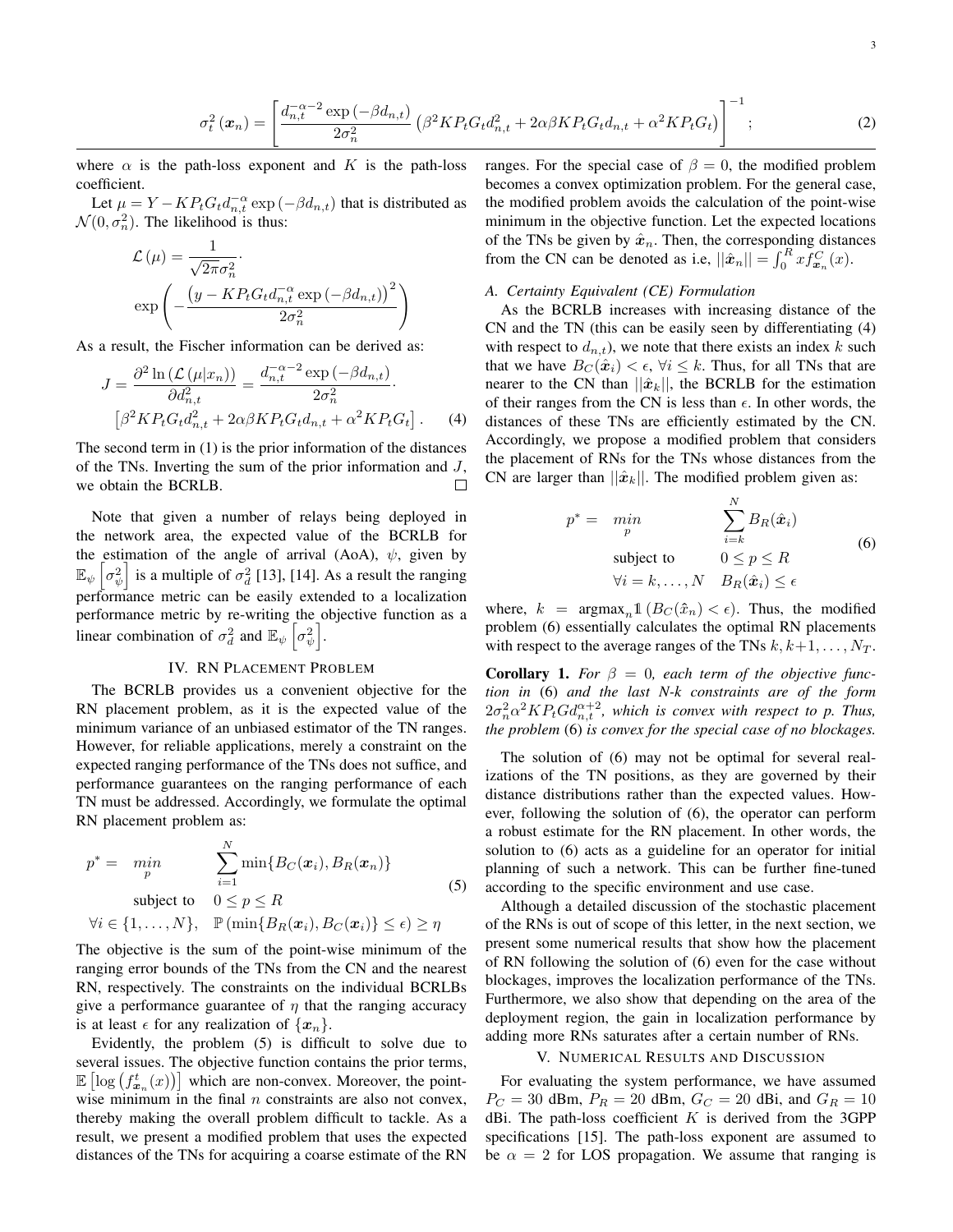$$\sigma_t^2(\boldsymbol{x}_n) = \left[ \frac{d_{n,t}^{-\alpha-2} \exp(-\beta d_{n,t})}{2\sigma_n^2} \left( \beta^2 K P_t G_t d_{n,t}^2 + 2\alpha\beta K P_t G_t d_{n,t} + \alpha^2 K P_t G_t \right) \right]^{-1}; \quad (2)$$

where $\alpha$ is the path-loss exponent and $K$ is the path-loss coefficient.

Let $\mu = Y - KP_tG_td_{n,t}^{-\alpha}\exp(-\beta d_{n,t})$ that is distributed as $\mathcal{N}(0, \sigma_n^2)$. The likelihood is thus:

$$\mathcal{L}(\mu) = \frac{1}{\sqrt{2\pi\sigma_n^2}} \cdot \exp\left( -\frac{\left(y - KP_tG_td_{n,t}^{-\alpha}\exp(-\beta d_{n,t})\right)^2}{2\sigma_n^2} \right)$$

As a result, the Fischer information can be derived as:

$$J = \frac{\partial^2 \ln(\mathcal{L}(\mu|x_n))}{\partial d_{n,t}^2} = \frac{d_{n,t}^{-\alpha-2}\exp(-\beta d_{n,t})}{2\sigma_n^2} \cdot \left[\beta^2 KP_tG_td_{n,t}^2 + 2\alpha\beta KP_tG_td_{n,t} + \alpha^2 KP_tG_t\right]. \quad (4)$$

The second term in (1) is the prior information of the distances of the TNs. Inverting the sum of the prior information and $J$, we obtain the BCRLB. □

Note that given a number of relays being deployed in the network area, the expected value of the BCRLB for the estimation of the angle of arrival (AoA), $\psi$, given by $\mathbb{E}_\psi\left[\sigma_\psi^2\right]$ is a multiple of $\sigma_d^2$ [13], [14]. As a result the ranging performance metric can be easily extended to a localization performance metric by re-writing the objective function as a linear combination of $\sigma_d^2$ and $\mathbb{E}_\psi\left[\sigma_\psi^2\right]$.

## IV. RN Placement Problem

The BCRLB provides us a convenient objective for the RN placement problem, as it is the expected value of the minimum variance of an unbiased estimator of the TN ranges. However, for reliable applications, merely a constraint on the expected ranging performance of the TNs does not suffice, and performance guarantees on the ranging performance of each TN must be addressed. Accordingly, we formulate the optimal RN placement problem as:

$$\begin{aligned} p^* = \quad & \min_{p} \quad \sum_{i=1}^{N} \min\{B_C(\boldsymbol{x}_i), B_R(\boldsymbol{x}_n)\} \\ & \text{subject to} \quad 0 \leq p \leq R \\ \forall i \in \{1,\ldots,N\}, \quad & \mathbb{P}\left(\min\{B_R(\boldsymbol{x}_i), B_C(\boldsymbol{x}_i)\} \leq \epsilon\right) \geq \eta \end{aligned} \quad (5)$$

The objective is the sum of the point-wise minimum of the ranging error bounds of the TNs from the CN and the nearest RN, respectively. The constraints on the individual BCRLBs give a performance guarantee of $\eta$ that the ranging accuracy is at least $\epsilon$ for any realization of $\{\boldsymbol{x}_n\}$.

Evidently, the problem (5) is difficult to solve due to several issues. The objective function contains the prior terms, $\mathbb{E}\left[\log\left(f_{\boldsymbol{x}_n}^t(x)\right)\right]$ which are non-convex. Moreover, the point-wise minimum in the final $n$ constraints are also not convex, thereby making the overall problem difficult to tackle. As a result, we present a modified problem that uses the expected distances of the TNs for acquiring a coarse estimate of the RN ranges. For the special case of $\beta = 0$, the modified problem becomes a convex optimization problem. For the general case, the modified problem avoids the calculation of the point-wise minimum in the objective function. Let the expected locations of the TNs be given by $\hat{\boldsymbol{x}}_n$. Then, the corresponding distances from the CN can be denoted as i.e, $||\hat{\boldsymbol{x}}_n|| = \int_0^R x f_{\boldsymbol{x}_n}^C(x)$.

### A. Certainty Equivalent (CE) Formulation

As the BCRLB increases with increasing distance of the CN and the TN (this can be easily seen by differentiating (4) with respect to $d_{n,t}$), we note that there exists an index $k$ such that we have $B_C(\hat{\boldsymbol{x}}_i) < \epsilon$, $\forall i \leq k$. Thus, for all TNs that are nearer to the CN than $||\hat{\boldsymbol{x}}_k||$, the BCRLB for the estimation of their ranges from the CN is less than $\epsilon$. In other words, the distances of these TNs are efficiently estimated by the CN. Accordingly, we propose a modified problem that considers the placement of RNs for the TNs whose distances from the CN are larger than $||\hat{\boldsymbol{x}}_k||$. The modified problem given as:

$$\begin{aligned} p^* = \quad & \min_{p} \quad \sum_{i=k}^{N} B_R(\hat{\boldsymbol{x}}_i) \\ & \text{subject to} \quad 0 \leq p \leq R \\ & \forall i = k,\ldots,N \quad B_R(\hat{\boldsymbol{x}}_i) \leq \epsilon \end{aligned} \quad (6)$$

where, $k = \text{argmax}_n \mathbb{1}\left(B_C(\hat{x}_n) < \epsilon\right)$. Thus, the modified problem (6) essentially calculates the optimal RN placements with respect to the average ranges of the TNs $k, k+1, \ldots, N_T$.

**Corollary 1.** *For $\beta = 0$, each term of the objective function in* (6) *and the last N-k constraints are of the form $2\sigma_n^2\alpha^2KP_tGd_{n,t}^{\alpha+2}$, which is convex with respect to p. Thus, the problem* (6) *is convex for the special case of no blockages.*

The solution of (6) may not be optimal for several realizations of the TN positions, as they are governed by their distance distributions rather than the expected values. However, following the solution of (6), the operator can perform a robust estimate for the RN placement. In other words, the solution to (6) acts as a guideline for an operator for initial planning of such a network. This can be further fine-tuned according to the specific environment and use case.

Although a detailed discussion of the stochastic placement of the RNs is out of scope of this letter, in the next section, we present some numerical results that show how the placement of RN following the solution of (6) even for the case without blockages, improves the localization performance of the TNs. Furthermore, we also show that depending on the area of the deployment region, the gain in localization performance by adding more RNs saturates after a certain number of RNs.

## V. Numerical Results and Discussion

For evaluating the system performance, we have assumed $P_C = 30$ dBm, $P_R = 20$ dBm, $G_C = 20$ dBi, and $G_R = 10$ dBi. The path-loss coefficient $K$ is derived from the 3GPP specifications [15]. The path-loss exponent are assumed to be $\alpha = 2$ for LOS propagation. We assume that ranging is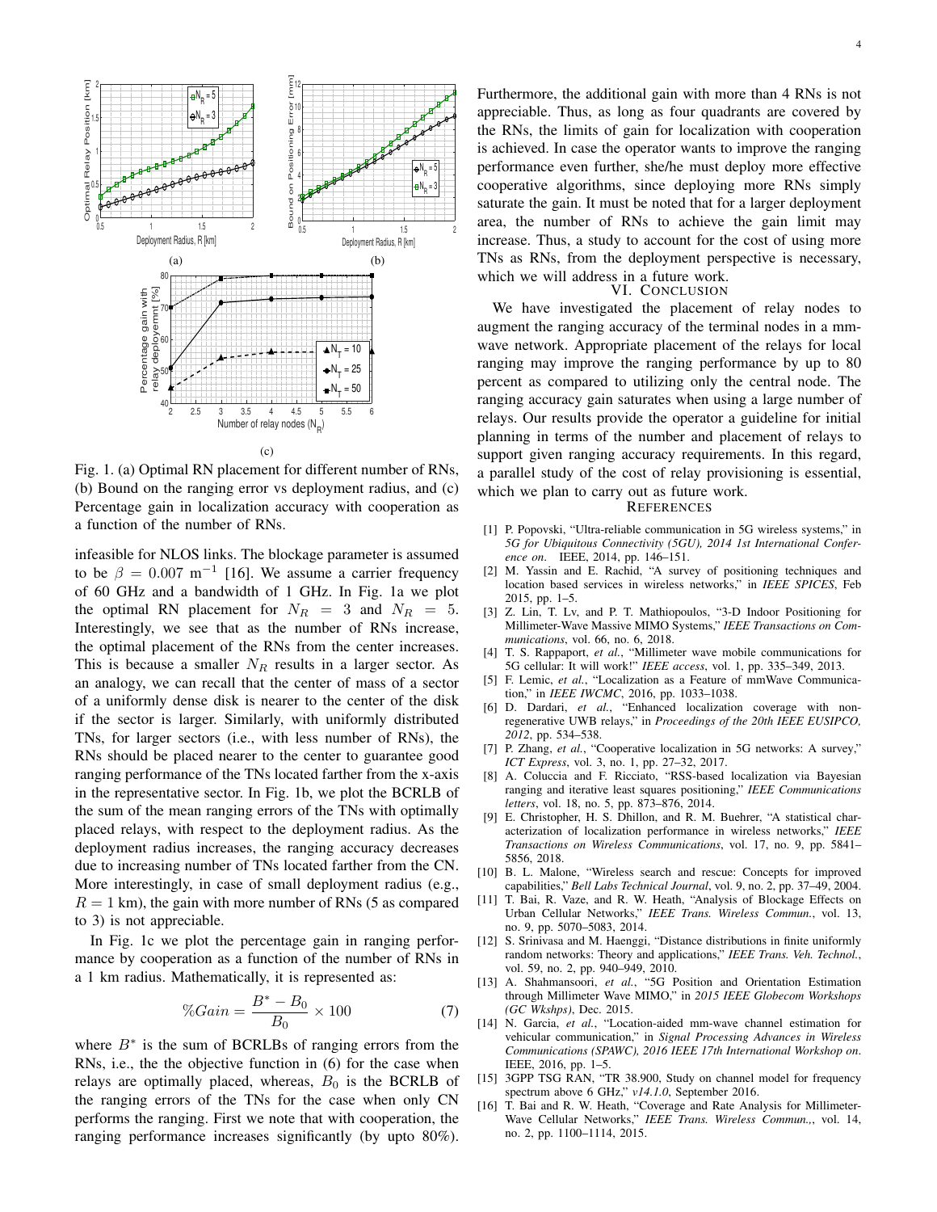Optimal Relay Position [km]

2

1.5

1

0.5

0

0.5 1 1.5 2

Deployment Radius, R [km]

$N_R = 5$

$N_R = 3$

(a)

Bound on Positioning Error [mm]

12

10

8

6

4

2

0

0.5 1 1.5 2

Deployment Radius, R [km]

$N_R = 5$

$N_R = 3$

(b)

Percentage gain with relay deployemnt [%]

80

70

60

50

40

2 2.5 3 3.5 4 4.5 5 5.5 6

Number of relay nodes ($N_R$)

$N_T = 10$

$N_T = 25$

$N_T = 50$

(c)

Fig. 1. (a) Optimal RN placement for different number of RNs, (b) Bound on the ranging error vs deployment radius, and (c) Percentage gain in localization accuracy with cooperation as a function of the number of RNs.

infeasible for NLOS links. The blockage parameter is assumed to be $\beta = 0.007$ m$^{-1}$ [16]. We assume a carrier frequency of 60 GHz and a bandwidth of 1 GHz. In Fig. 1a we plot the optimal RN placement for $N_R = 3$ and $N_R = 5$. Interestingly, we see that as the number of RNs increase, the optimal placement of the RNs from the center increases. This is because a smaller $N_R$ results in a larger sector. As an analogy, we can recall that the center of mass of a sector of a uniformly dense disk is nearer to the center of the disk if the sector is larger. Similarly, with uniformly distributed TNs, for larger sectors (i.e., with less number of RNs), the RNs should be placed nearer to the center to guarantee good ranging performance of the TNs located farther from the x-axis in the representative sector. In Fig. 1b, we plot the BCRLB of the sum of the mean ranging errors of the TNs with optimally placed relays, with respect to the deployment radius. As the deployment radius increases, the ranging accuracy decreases due to increasing number of TNs located farther from the CN. More interestingly, in case of small deployment radius (e.g., $R = 1$ km), the gain with more number of RNs (5 as compared to 3) is not appreciable.

In Fig. 1c we plot the percentage gain in ranging performance by cooperation as a function of the number of RNs in a 1 km radius. Mathematically, it is represented as:

$$\%Gain = \frac{B^* - B_0}{B_0} \times 100 \tag{7}$$

where $B^*$ is the sum of BCRLBs of ranging errors from the RNs, i.e., the the objective function in (6) for the case when relays are optimally placed, whereas, $B_0$ is the BCRLB of the ranging errors of the TNs for the case when only CN performs the ranging. First we note that with cooperation, the ranging performance increases significantly (by upto 80%). Furthermore, the additional gain with more than 4 RNs is not appreciable. Thus, as long as four quadrants are covered by the RNs, the limits of gain for localization with cooperation is achieved. In case the operator wants to improve the ranging performance even further, she/he must deploy more effective cooperative algorithms, since deploying more RNs simply saturate the gain. It must be noted that for a larger deployment area, the number of RNs to achieve the gain limit may increase. Thus, a study to account for the cost of using more TNs as RNs, from the deployment perspective is necessary, which we will address in a future work.

## VI. Conclusion

We have investigated the placement of relay nodes to augment the ranging accuracy of the terminal nodes in a mm-wave network. Appropriate placement of the relays for local ranging may improve the ranging performance by up to 80 percent as compared to utilizing only the central node. The ranging accuracy gain saturates when using a large number of relays. Our results provide the operator a guideline for initial planning in terms of the number and placement of relays to support given ranging accuracy requirements. In this regard, a parallel study of the cost of relay provisioning is essential, which we plan to carry out as future work.

## References

[1] P. Popovski, "Ultra-reliable communication in 5G wireless systems," in *5G for Ubiquitous Connectivity (5GU), 2014 1st International Conference on*. IEEE, 2014, pp. 146–151.

[2] M. Yassin and E. Rachid, "A survey of positioning techniques and location based services in wireless networks," in *IEEE SPICES*, Feb 2015, pp. 1–5.

[3] Z. Lin, T. Lv, and P. T. Mathiopoulos, "3-D Indoor Positioning for Millimeter-Wave Massive MIMO Systems," *IEEE Transactions on Communications*, vol. 66, no. 6, 2018.

[4] T. S. Rappaport, *et al.*, "Millimeter wave mobile communications for 5G cellular: It will work!" *IEEE access*, vol. 1, pp. 335–349, 2013.

[5] F. Lemic, *et al.*, "Localization as a Feature of mmWave Communication," in *IEEE IWCMC*, 2016, pp. 1033–1038.

[6] D. Dardari, *et al.*, "Enhanced localization coverage with non-regenerative UWB relays," in *Proceedings of the 20th IEEE EUSIPCO, 2012*, pp. 534–538.

[7] P. Zhang, *et al.*, "Cooperative localization in 5G networks: A survey," *ICT Express*, vol. 3, no. 1, pp. 27–32, 2017.

[8] A. Coluccia and F. Ricciato, "RSS-based localization via Bayesian ranging and iterative least squares positioning," *IEEE Communications letters*, vol. 18, no. 5, pp. 873–876, 2014.

[9] E. Christopher, H. S. Dhillon, and R. M. Buehrer, "A statistical characterization of localization performance in wireless networks," *IEEE Transactions on Wireless Communications*, vol. 17, no. 9, pp. 5841–5856, 2018.

[10] B. L. Malone, "Wireless search and rescue: Concepts for improved capabilities," *Bell Labs Technical Journal*, vol. 9, no. 2, pp. 37–49, 2004.

[11] T. Bai, R. Vaze, and R. W. Heath, "Analysis of Blockage Effects on Urban Cellular Networks," *IEEE Trans. Wireless Commun.*, vol. 13, no. 9, pp. 5070–5083, 2014.

[12] S. Srinivasa and M. Haenggi, "Distance distributions in finite uniformly random networks: Theory and applications," *IEEE Trans. Veh. Technol.*, vol. 59, no. 2, pp. 940–949, 2010.

[13] A. Shahmansoori, *et al.*, "5G Position and Orientation Estimation through Millimeter Wave MIMO," in *2015 IEEE Globecom Workshops (GC Wkshps)*, Dec. 2015.

[14] N. Garcia, *et al.*, "Location-aided mm-wave channel estimation for vehicular communication," in *Signal Processing Advances in Wireless Communications (SPAWC), 2016 IEEE 17th International Workshop on*. IEEE, 2016, pp. 1–5.

[15] 3GPP TSG RAN, "TR 38.900, Study on channel model for frequency spectrum above 6 GHz," *v14.1.0*, September 2016.

[16] T. Bai and R. W. Heath, "Coverage and Rate Analysis for Millimeter-Wave Cellular Networks," *IEEE Trans. Wireless Commun.,*, vol. 14, no. 2, pp. 1100–1114, 2015.